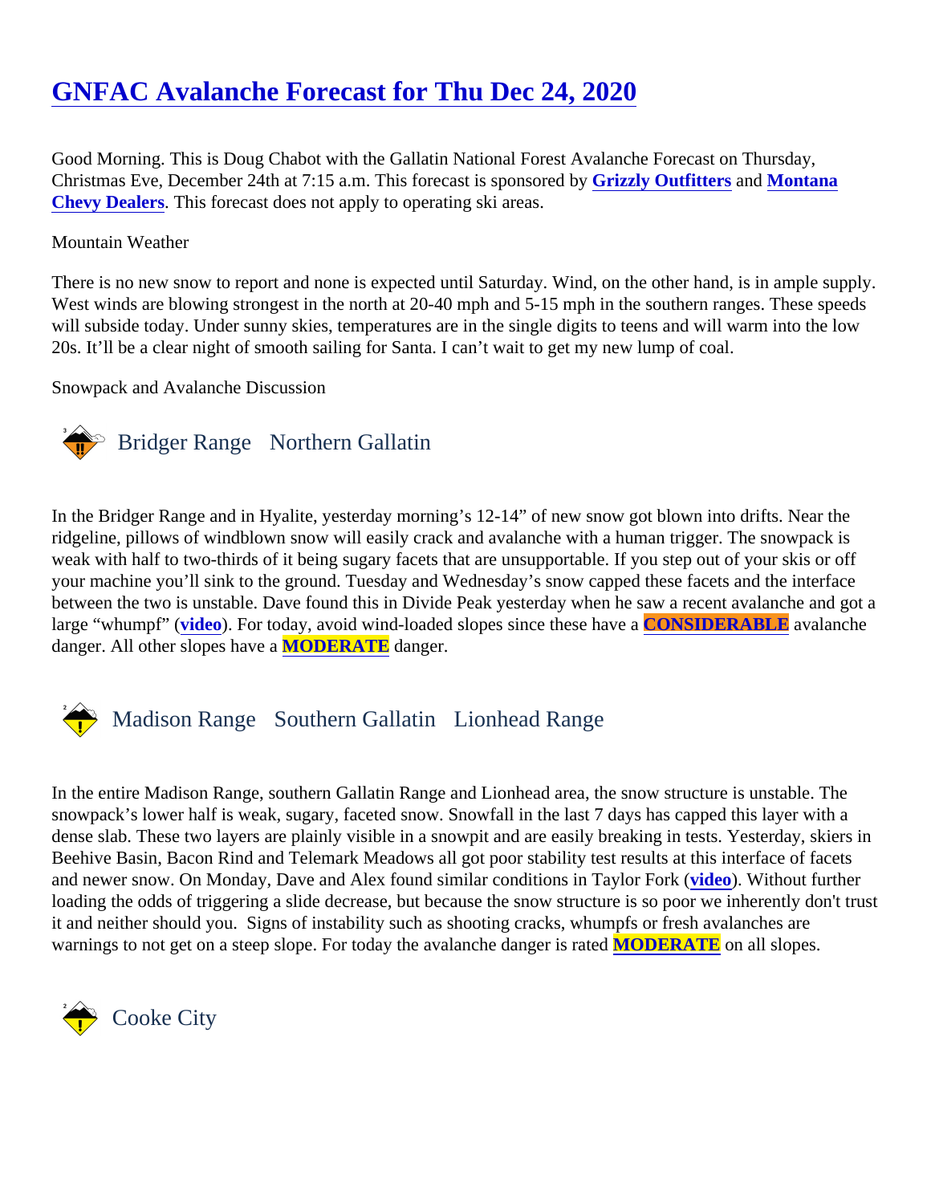# [GNFAC Avalanche Forecast for Thu Dec 24, 2020]

Good Morning. This is Doug Chabot with the Gallatin National Forest Avalanche Forecast on Thursday, Christmas Eve, December 24th at 7:15 a.m. This forecast is sponsored by **Grizzly Outfitters** and **Montana Chevy Dealers**. This forecast does not apply to operating ski areas.

Mountain Weather

There is no new snow to report and none is expected until Saturday. Wind, on the other hand, is in ample supply. West winds are blowing strongest in the north at 20-40 mph and 5-15 mph in the southern ranges. These speeds will subside today. Under sunny skies, temperatures are in the single digits to teens and will warm into the low 20s. It'll be a clear night of smooth sailing for Santa. I can't wait to get my new lump of coal.

Snowpack and Avalanche Discussion

## Bridger Range Northern Gallatin

In the Bridger Range and in Hyalite, yesterday morning's 12-14" of new snow got blown into drifts. Near the ridgeline, pillows of windblown snow will easily crack and avalanche with a human trigger. The snowpack is weak with half to two-thirds of it being sugary facets that are unsupportable. If you step out of your skis or off your machine you'll sink to the ground. Tuesday and Wednesday's snow capped these facets and the interface between the two is unstable. Dave found this in Divide Peak yesterday when he saw a recent avalanche and got a large "whumpf" (**video**). For today, avoid wind-loaded slopes since these have a **CONSIDERABLE** avalanche danger. All other slopes have a **MODERATE** danger.

## Madison Range Southern Gallatin Lionhead Range

In the entire Madison Range, southern Gallatin Range and Lionhead area, the snow structure is unstable. The snowpack's lower half is weak, sugary, faceted snow. Snowfall in the last 7 days has capped this layer with a dense slab. These two layers are plainly visible in a snowpit and are easily breaking in tests. Yesterday, skiers in Beehive Basin, Bacon Rind and Telemark Meadows all got poor stability test results at this interface of facets and newer snow. On Monday, Dave and Alex found similar conditions in Taylor Fork (**video**). Without further loading the odds of triggering a slide decrease, but because the snow structure is so poor we inherently don't trust it and neither should you. Signs of instability such as shooting cracks, whumpfs or fresh avalanches are warnings to not get on a steep slope. For today the avalanche danger is rated **MODERATE** on all slopes.

## Cooke City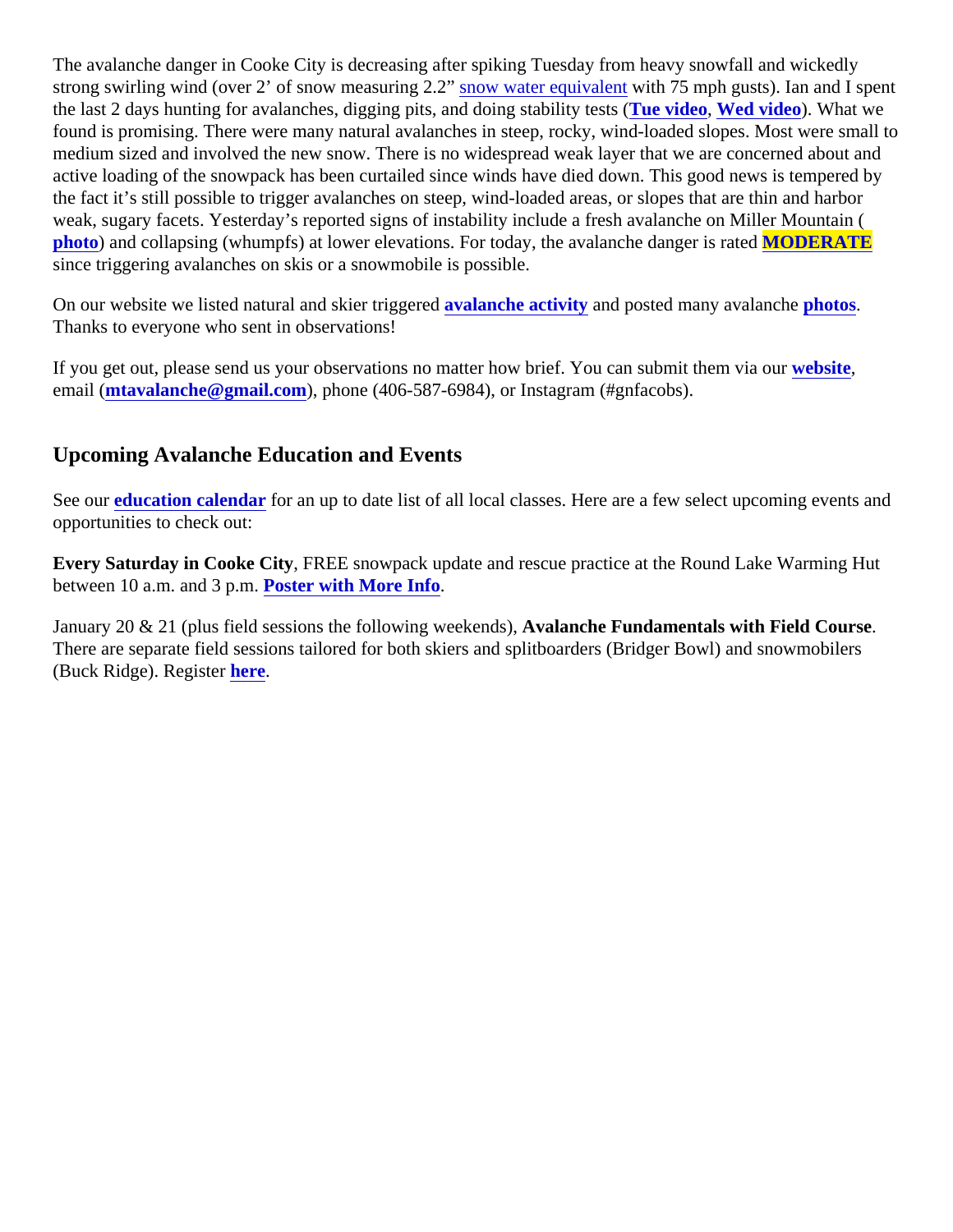The avalanche danger in Cooke City is decreasing after spiking Tuesday from heavy snowfall and wickedly strong swirling wind (over 2' of snow measuring 2.2" snow water equivalent with 75 mph gusts). Ian and I spent the last 2 days hunting for avalanches, digging pits, and doing stability tests (**Tue video**, **Wed video**). What we found is promising. There were many natural avalanches in steep, rocky, wind-loaded slopes. Most were small to medium sized and involved the new snow. There is no widespread weak layer that we are concerned about and active loading of the snowpack has been curtailed since winds have died down. This good news is tempered by the fact it's still possible to trigger avalanches on steep, wind-loaded areas, or slopes that are thin and harbor weak, sugary facets. Yesterday's reported signs of instability include a fresh avalanche on Miller Mountain (**photo**) and collapsing (whumpfs) at lower elevations. For today, the avalanche danger is rated **MODERATE** since triggering avalanches on skis or a snowmobile is possible.

On our website we listed natural and skier triggered **avalanche activity** and posted many avalanche **photos**. Thanks to everyone who sent in observations!

If you get out, please send us your observations no matter how brief. You can submit them via our **website**, email (**mtavalanche@gmail.com**), phone (406-587-6984), or Instagram (#gnfacobs).

## Upcoming Avalanche Education and Events

See our **education calendar** for an up to date list of all local classes. Here are a few select upcoming events and opportunities to check out:

**Every Saturday in Cooke City**, FREE snowpack update and rescue practice at the Round Lake Warming Hut between 10 a.m. and 3 p.m. **Poster with More Info**.

January 20 & 21 (plus field sessions the following weekends), **Avalanche Fundamentals with Field Course**. There are separate field sessions tailored for both skiers and splitboarders (Bridger Bowl) and snowmobilers (Buck Ridge). Register **here**.